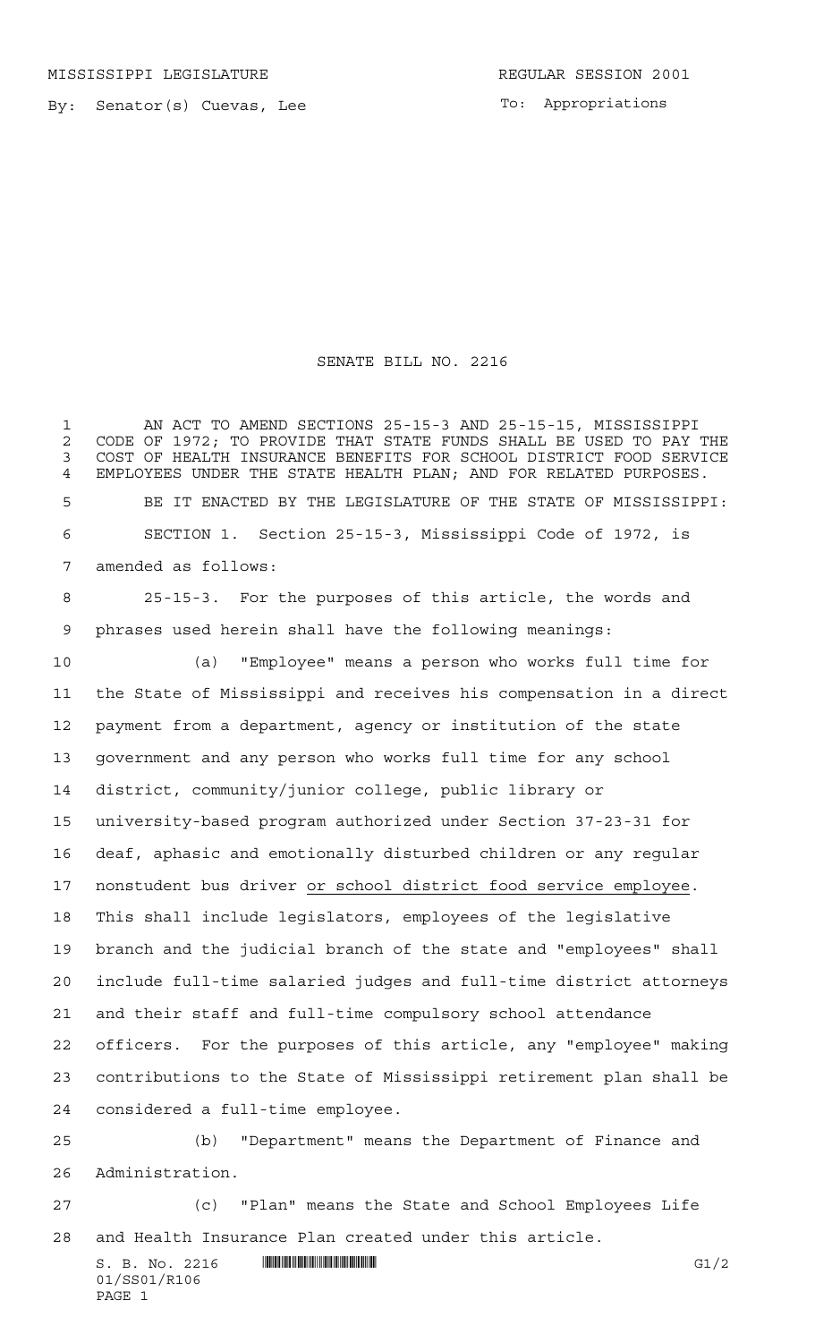MISSISSIPPI LEGISLATURE REGULAR SESSION 2001

By: Senator(s) Cuevas, Lee

To: Appropriations

# SENATE BILL NO. 2216

AN ACT TO AMEND SECTIONS 25-15-3 AND 25-15-15, MISSISSIPPI CODE OF 1972; TO PROVIDE THAT STATE FUNDS SHALL BE USED TO PAY THE COST OF HEALTH INSURANCE BENEFITS FOR SCHOOL DISTRICT FOOD SERVICE EMPLOYEES UNDER THE STATE HEALTH PLAN; AND FOR RELATED PURPOSES.

BE IT ENACTED BY THE LEGISLATURE OF THE STATE OF MISSISSIPPI:

SECTION 1. Section 25-15-3, Mississippi Code of 1972, is amended as follows:

25-15-3. For the purposes of this article, the words and phrases used herein shall have the following meanings:

(a) "Employee" means a person who works full time for the State of Mississippi and receives his compensation in a direct payment from a department, agency or institution of the state government and any person who works full time for any school district, community/junior college, public library or university-based program authorized under Section 37-23-31 for deaf, aphasic and emotionally disturbed children or any regular nonstudent bus driver <u>or school district food service employee</u>. This shall include legislators, employees of the legislative branch and the judicial branch of the state and "employees" shall include full-time salaried judges and full-time district attorneys and their staff and full-time compulsory school attendance officers. For the purposes of this article, any "employee" making contributions to the State of Mississippi retirement plan shall be considered a full-time employee.

(b) "Department" means the Department of Finance and Administration.

(c) "Plan" means the State and School Employees Life and Health Insurance Plan created under this article.

S. B. No. 2216 G1/2
01/SS01/R106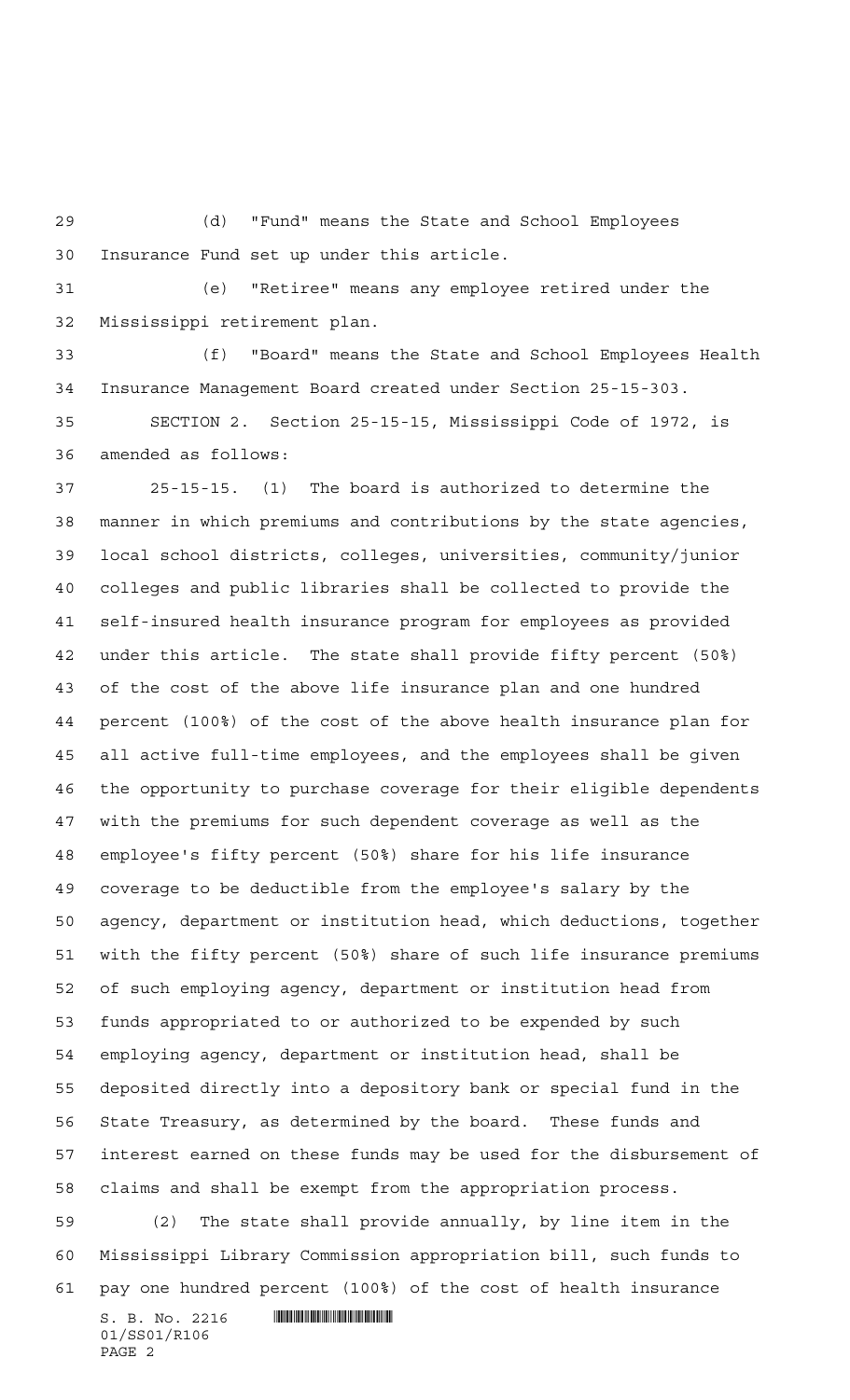(d) "Fund" means the State and School Employees Insurance Fund set up under this article.

(e) "Retiree" means any employee retired under the Mississippi retirement plan.

(f) "Board" means the State and School Employees Health Insurance Management Board created under Section 25-15-303.

SECTION 2. Section 25-15-15, Mississippi Code of 1972, is amended as follows:

25-15-15. (1) The board is authorized to determine the manner in which premiums and contributions by the state agencies, local school districts, colleges, universities, community/junior colleges and public libraries shall be collected to provide the self-insured health insurance program for employees as provided under this article. The state shall provide fifty percent (50%) of the cost of the above life insurance plan and one hundred percent (100%) of the cost of the above health insurance plan for all active full-time employees, and the employees shall be given the opportunity to purchase coverage for their eligible dependents with the premiums for such dependent coverage as well as the employee's fifty percent (50%) share for his life insurance coverage to be deductible from the employee's salary by the agency, department or institution head, which deductions, together with the fifty percent (50%) share of such life insurance premiums of such employing agency, department or institution head from funds appropriated to or authorized to be expended by such employing agency, department or institution head, shall be deposited directly into a depository bank or special fund in the State Treasury, as determined by the board. These funds and interest earned on these funds may be used for the disbursement of claims and shall be exempt from the appropriation process.

(2) The state shall provide annually, by line item in the Mississippi Library Commission appropriation bill, such funds to pay one hundred percent (100%) of the cost of health insurance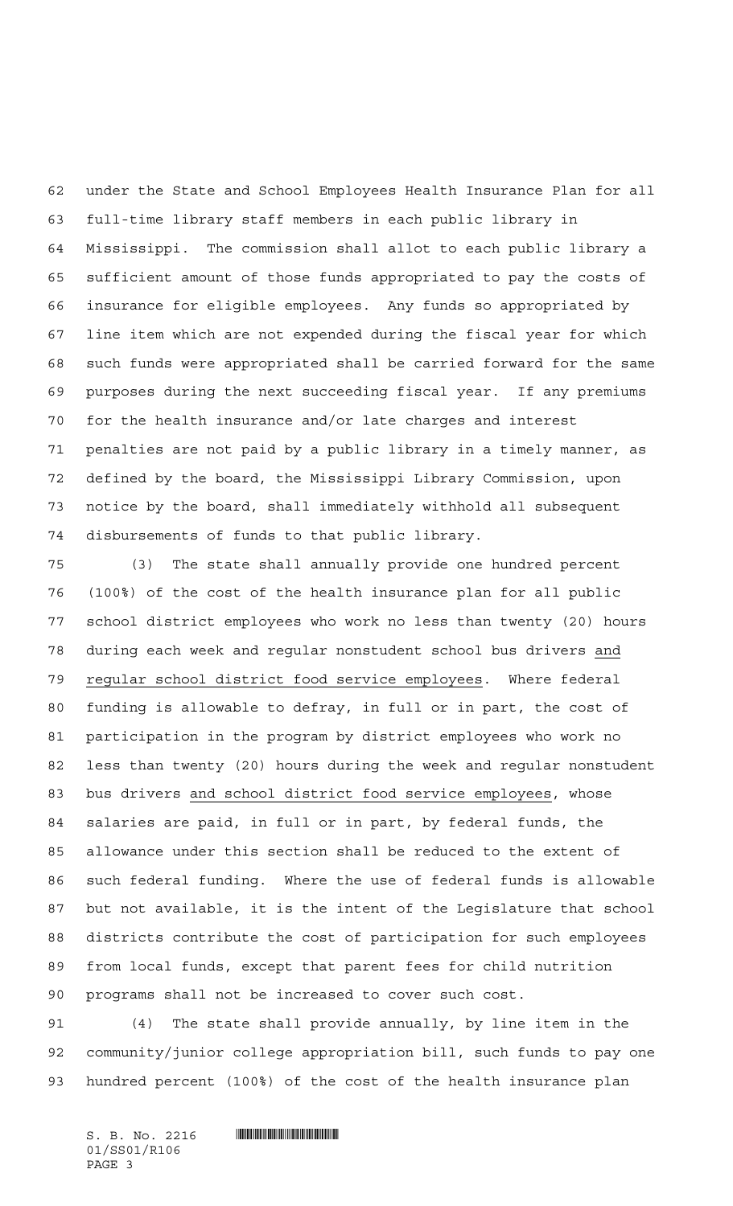under the State and School Employees Health Insurance Plan for all full-time library staff members in each public library in Mississippi. The commission shall allot to each public library a sufficient amount of those funds appropriated to pay the costs of insurance for eligible employees. Any funds so appropriated by line item which are not expended during the fiscal year for which such funds were appropriated shall be carried forward for the same purposes during the next succeeding fiscal year. If any premiums for the health insurance and/or late charges and interest penalties are not paid by a public library in a timely manner, as defined by the board, the Mississippi Library Commission, upon notice by the board, shall immediately withhold all subsequent disbursements of funds to that public library.

(3) The state shall annually provide one hundred percent (100%) of the cost of the health insurance plan for all public school district employees who work no less than twenty (20) hours during each week and regular nonstudent school bus drivers and regular school district food service employees. Where federal funding is allowable to defray, in full or in part, the cost of participation in the program by district employees who work no less than twenty (20) hours during the week and regular nonstudent bus drivers and school district food service employees, whose salaries are paid, in full or in part, by federal funds, the allowance under this section shall be reduced to the extent of such federal funding. Where the use of federal funds is allowable but not available, it is the intent of the Legislature that school districts contribute the cost of participation for such employees from local funds, except that parent fees for child nutrition programs shall not be increased to cover such cost.

(4) The state shall provide annually, by line item in the community/junior college appropriation bill, such funds to pay one hundred percent (100%) of the cost of the health insurance plan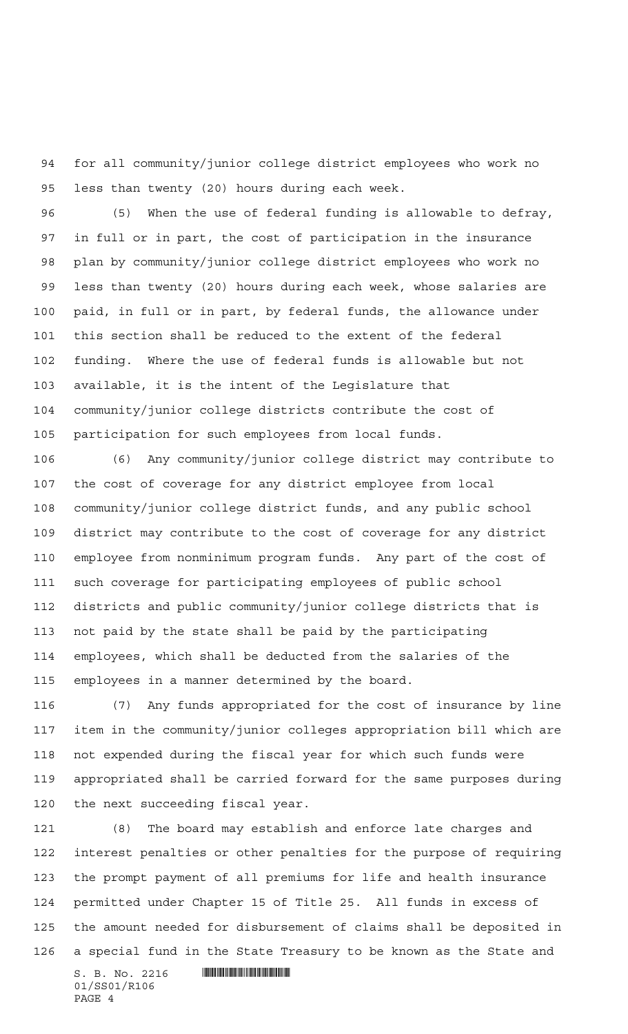for all community/junior college district employees who work no less than twenty (20) hours during each week.

(5) When the use of federal funding is allowable to defray, in full or in part, the cost of participation in the insurance plan by community/junior college district employees who work no less than twenty (20) hours during each week, whose salaries are paid, in full or in part, by federal funds, the allowance under this section shall be reduced to the extent of the federal funding. Where the use of federal funds is allowable but not available, it is the intent of the Legislature that community/junior college districts contribute the cost of participation for such employees from local funds.

(6) Any community/junior college district may contribute to the cost of coverage for any district employee from local community/junior college district funds, and any public school district may contribute to the cost of coverage for any district employee from nonminimum program funds. Any part of the cost of such coverage for participating employees of public school districts and public community/junior college districts that is not paid by the state shall be paid by the participating employees, which shall be deducted from the salaries of the employees in a manner determined by the board.

(7) Any funds appropriated for the cost of insurance by line item in the community/junior colleges appropriation bill which are not expended during the fiscal year for which such funds were appropriated shall be carried forward for the same purposes during the next succeeding fiscal year.

(8) The board may establish and enforce late charges and interest penalties or other penalties for the purpose of requiring the prompt payment of all premiums for life and health insurance permitted under Chapter 15 of Title 25. All funds in excess of the amount needed for disbursement of claims shall be deposited in a special fund in the State Treasury to be known as the State and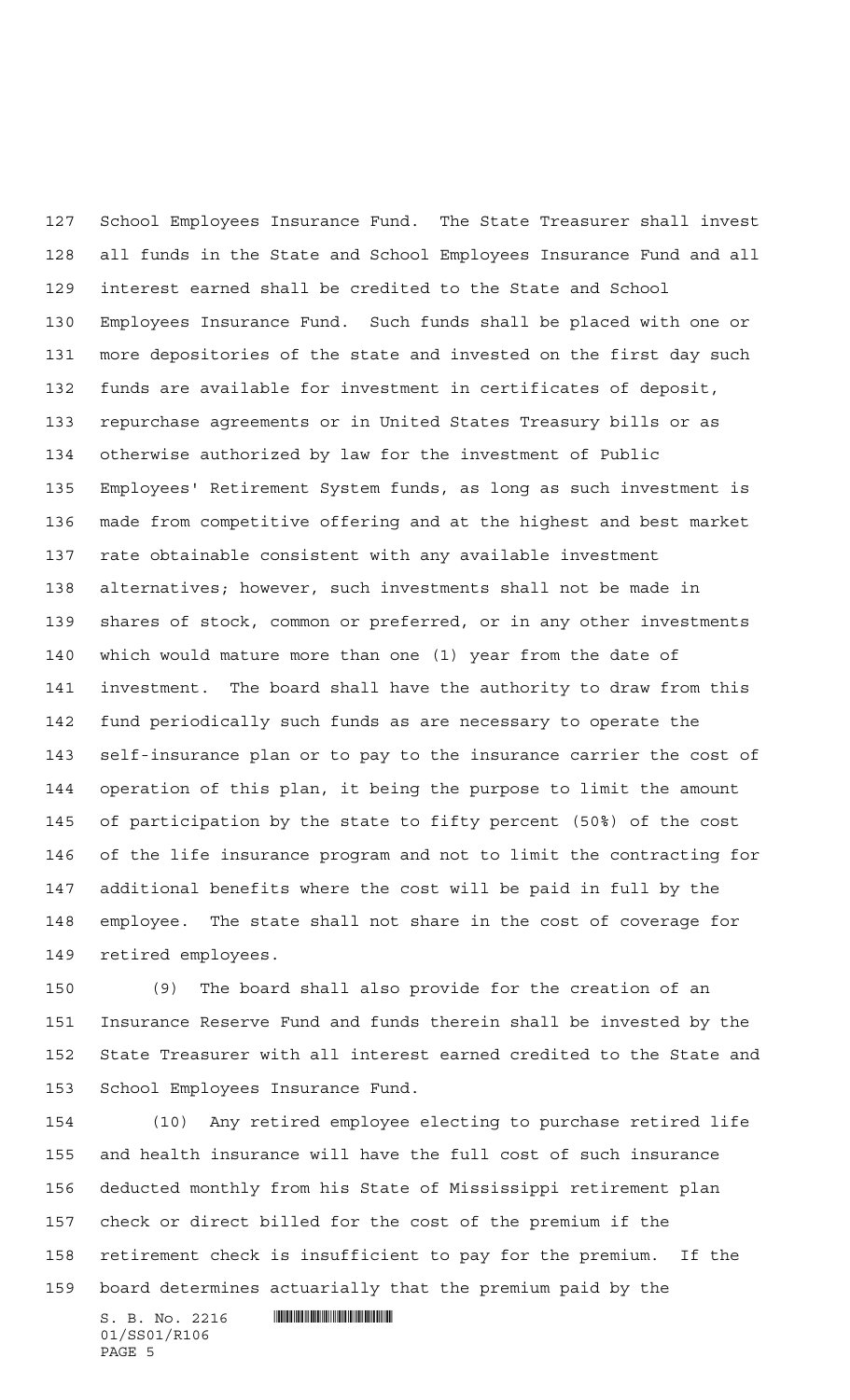School Employees Insurance Fund. The State Treasurer shall invest all funds in the State and School Employees Insurance Fund and all interest earned shall be credited to the State and School Employees Insurance Fund. Such funds shall be placed with one or more depositories of the state and invested on the first day such funds are available for investment in certificates of deposit, repurchase agreements or in United States Treasury bills or as otherwise authorized by law for the investment of Public Employees' Retirement System funds, as long as such investment is made from competitive offering and at the highest and best market rate obtainable consistent with any available investment alternatives; however, such investments shall not be made in shares of stock, common or preferred, or in any other investments which would mature more than one (1) year from the date of investment. The board shall have the authority to draw from this fund periodically such funds as are necessary to operate the self-insurance plan or to pay to the insurance carrier the cost of operation of this plan, it being the purpose to limit the amount of participation by the state to fifty percent (50%) of the cost of the life insurance program and not to limit the contracting for additional benefits where the cost will be paid in full by the employee. The state shall not share in the cost of coverage for retired employees.

(9) The board shall also provide for the creation of an Insurance Reserve Fund and funds therein shall be invested by the State Treasurer with all interest earned credited to the State and School Employees Insurance Fund.

(10) Any retired employee electing to purchase retired life and health insurance will have the full cost of such insurance deducted monthly from his State of Mississippi retirement plan check or direct billed for the cost of the premium if the retirement check is insufficient to pay for the premium. If the board determines actuarially that the premium paid by the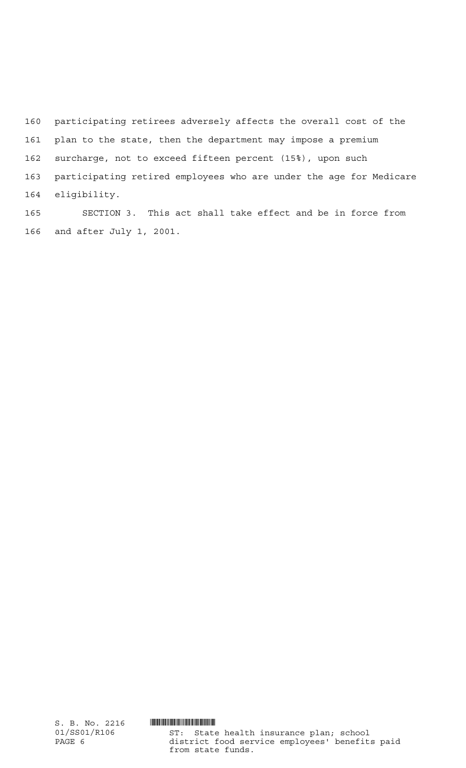participating retirees adversely affects the overall cost of the plan to the state, then the department may impose a premium surcharge, not to exceed fifteen percent (15%), upon such participating retired employees who are under the age for Medicare eligibility.

SECTION 3. This act shall take effect and be in force from and after July 1, 2001.

S. B. No. 2216
01/SS01/R106
ST: State health insurance plan; school district food service employees' benefits paid from state funds.